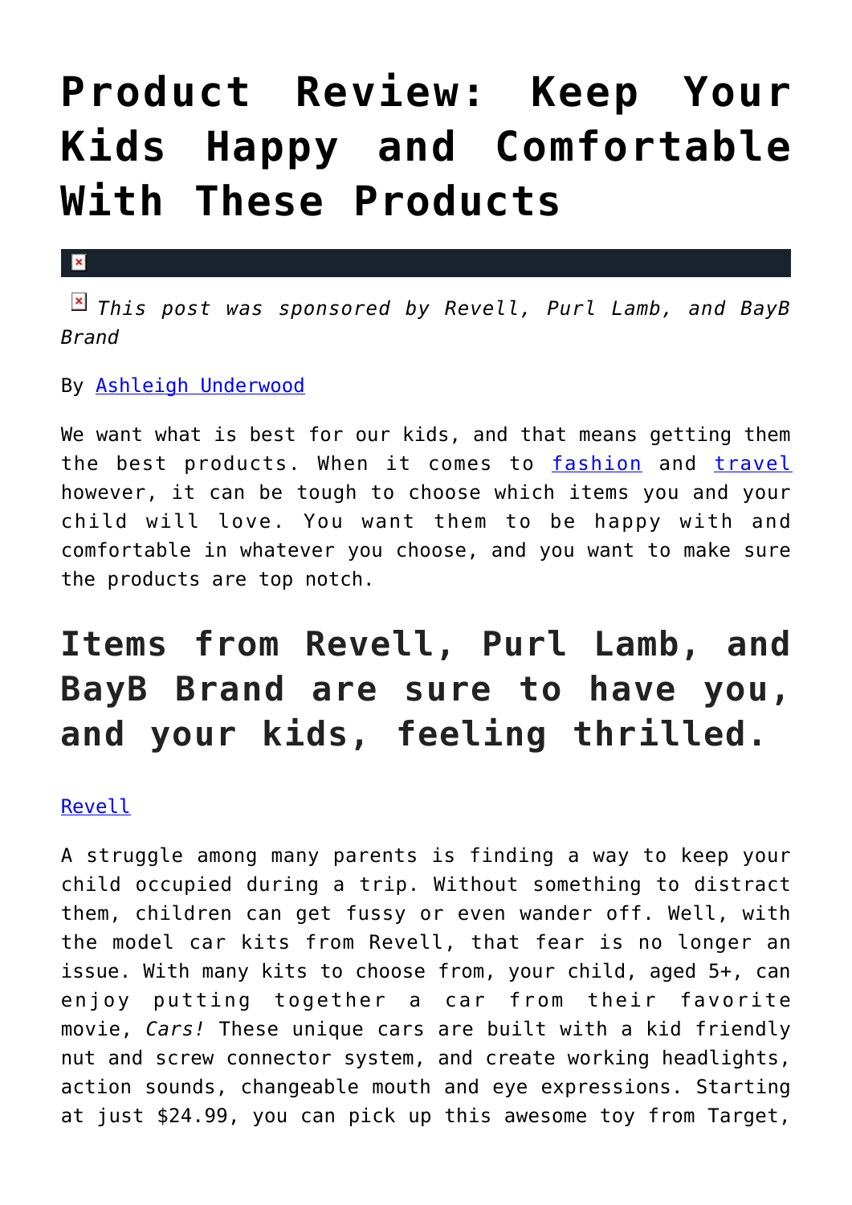# Product Review: Keep Your Kids Happy and Comfortable With These Products

*This post was sponsored by Revell, Purl Lamb, and BayB Brand*

By Ashleigh Underwood

We want what is best for our kids, and that means getting them the best products. When it comes to fashion and travel however, it can be tough to choose which items you and your child will love. You want them to be happy with and comfortable in whatever you choose, and you want to make sure the products are top notch.

## Items from Revell, Purl Lamb, and BayB Brand are sure to have you, and your kids, feeling thrilled.

Revell

A struggle among many parents is finding a way to keep your child occupied during a trip. Without something to distract them, children can get fussy or even wander off. Well, with the model car kits from Revell, that fear is no longer an issue. With many kits to choose from, your child, aged 5+, can enjoy putting together a car from their favorite movie, *Cars!* These unique cars are built with a kid friendly nut and screw connector system, and create working headlights, action sounds, changeable mouth and eye expressions. Starting at just $24.99, you can pick up this awesome toy from Target,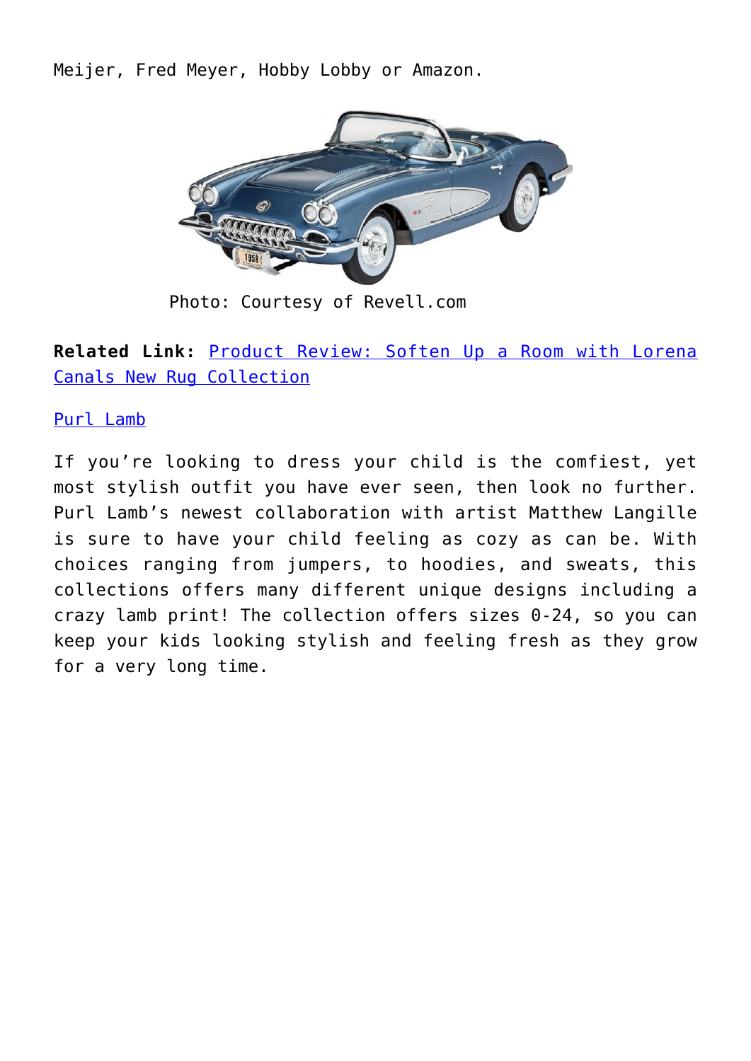Meijer, Fred Meyer, Hobby Lobby or Amazon.

Photo: Courtesy of Revell.com

**Related Link:** Product Review: Soften Up a Room with Lorena Canals New Rug Collection

Purl Lamb

If you're looking to dress your child is the comfiest, yet most stylish outfit you have ever seen, then look no further. Purl Lamb's newest collaboration with artist Matthew Langille is sure to have your child feeling as cozy as can be. With choices ranging from jumpers, to hoodies, and sweats, this collections offers many different unique designs including a crazy lamb print! The collection offers sizes 0-24, so you can keep your kids looking stylish and feeling fresh as they grow for a very long time.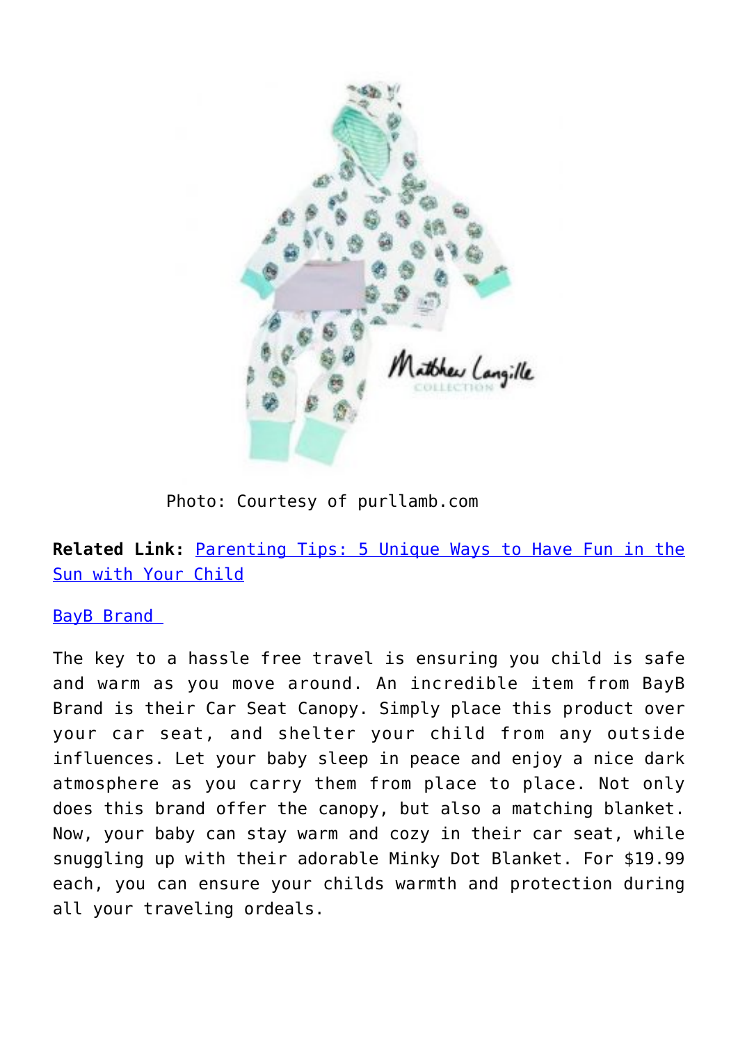Photo: Courtesy of purllamb.com

**Related Link:** Parenting Tips: 5 Unique Ways to Have Fun in the Sun with Your Child

BayB Brand

The key to a hassle free travel is ensuring you child is safe and warm as you move around. An incredible item from BayB Brand is their Car Seat Canopy. Simply place this product over your car seat, and shelter your child from any outside influences. Let your baby sleep in peace and enjoy a nice dark atmosphere as you carry them from place to place. Not only does this brand offer the canopy, but also a matching blanket. Now, your baby can stay warm and cozy in their car seat, while snuggling up with their adorable Minky Dot Blanket. For $19.99 each, you can ensure your childs warmth and protection during all your traveling ordeals.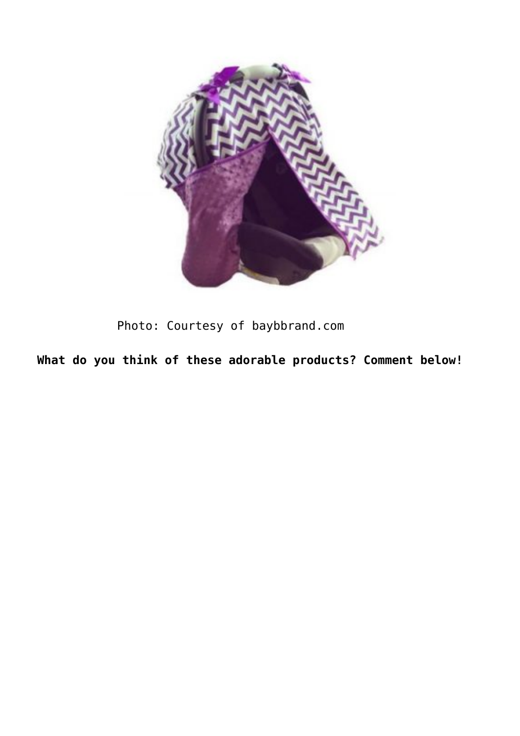Photo: Courtesy of baybbrand.com

**What do you think of these adorable products? Comment below!**